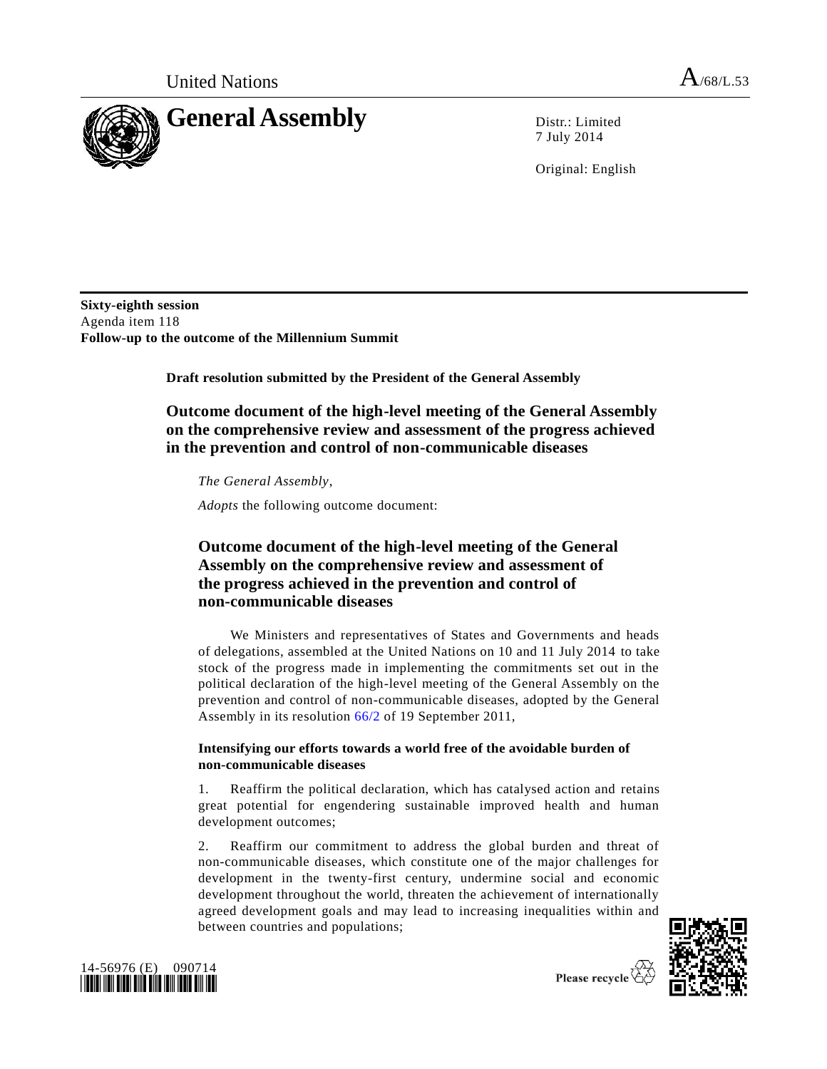United Nations

# General Assembly

A/68/L.53

Distr.: Limited
7 July 2014

Original: English

**Sixty-eighth session**
Agenda item 118
**Follow-up to the outcome of the Millennium Summit**

**Draft resolution submitted by the President of the General Assembly**

## Outcome document of the high-level meeting of the General Assembly on the comprehensive review and assessment of the progress achieved in the prevention and control of non-communicable diseases

*The General Assembly*,

*Adopts* the following outcome document:

## Outcome document of the high-level meeting of the General Assembly on the comprehensive review and assessment of the progress achieved in the prevention and control of non-communicable diseases

We Ministers and representatives of States and Governments and heads of delegations, assembled at the United Nations on 10 and 11 July 2014 to take stock of the progress made in implementing the commitments set out in the political declaration of the high-level meeting of the General Assembly on the prevention and control of non-communicable diseases, adopted by the General Assembly in its resolution 66/2 of 19 September 2011,

### Intensifying our efforts towards a world free of the avoidable burden of non-communicable diseases

1. Reaffirm the political declaration, which has catalysed action and retains great potential for engendering sustainable improved health and human development outcomes;

2. Reaffirm our commitment to address the global burden and threat of non-communicable diseases, which constitute one of the major challenges for development in the twenty-first century, undermine social and economic development throughout the world, threaten the achievement of internationally agreed development goals and may lead to increasing inequalities within and between countries and populations;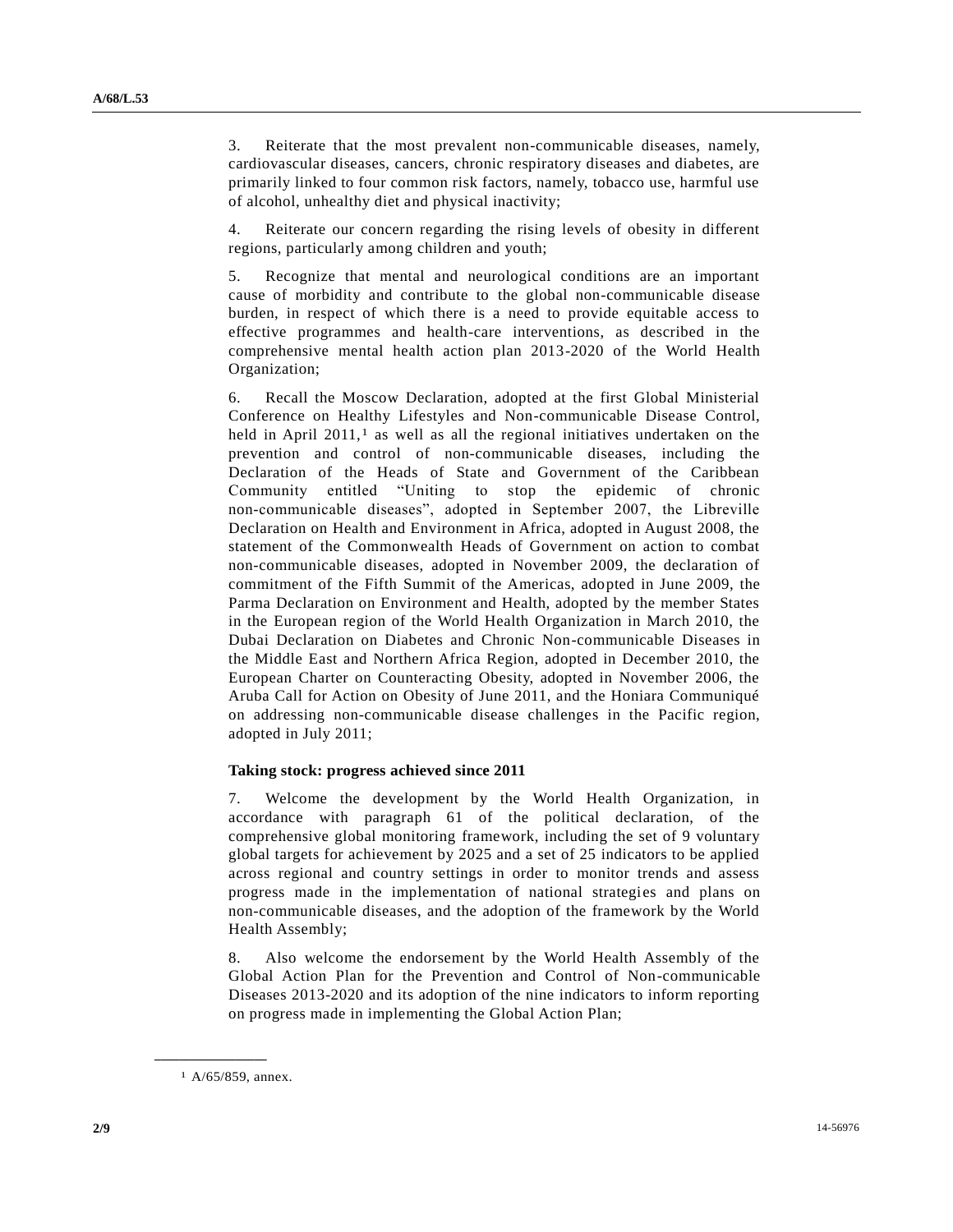3. Reiterate that the most prevalent non-communicable diseases, namely, cardiovascular diseases, cancers, chronic respiratory diseases and diabetes, are primarily linked to four common risk factors, namely, tobacco use, harmful use of alcohol, unhealthy diet and physical inactivity;

4. Reiterate our concern regarding the rising levels of obesity in different regions, particularly among children and youth;

5. Recognize that mental and neurological conditions are an important cause of morbidity and contribute to the global non-communicable disease burden, in respect of which there is a need to provide equitable access to effective programmes and health-care interventions, as described in the comprehensive mental health action plan 2013-2020 of the World Health Organization;

6. Recall the Moscow Declaration, adopted at the first Global Ministerial Conference on Healthy Lifestyles and Non-communicable Disease Control, held in April 2011,[1] as well as all the regional initiatives undertaken on the prevention and control of non-communicable diseases, including the Declaration of the Heads of State and Government of the Caribbean Community entitled "Uniting to stop the epidemic of chronic non-communicable diseases", adopted in September 2007, the Libreville Declaration on Health and Environment in Africa, adopted in August 2008, the statement of the Commonwealth Heads of Government on action to combat non-communicable diseases, adopted in November 2009, the declaration of commitment of the Fifth Summit of the Americas, adopted in June 2009, the Parma Declaration on Environment and Health, adopted by the member States in the European region of the World Health Organization in March 2010, the Dubai Declaration on Diabetes and Chronic Non-communicable Diseases in the Middle East and Northern Africa Region, adopted in December 2010, the European Charter on Counteracting Obesity, adopted in November 2006, the Aruba Call for Action on Obesity of June 2011, and the Honiara Communiqué on addressing non-communicable disease challenges in the Pacific region, adopted in July 2011;

**Taking stock: progress achieved since 2011**

7. Welcome the development by the World Health Organization, in accordance with paragraph 61 of the political declaration, of the comprehensive global monitoring framework, including the set of 9 voluntary global targets for achievement by 2025 and a set of 25 indicators to be applied across regional and country settings in order to monitor trends and assess progress made in the implementation of national strategies and plans on non-communicable diseases, and the adoption of the framework by the World Health Assembly;

8. Also welcome the endorsement by the World Health Assembly of the Global Action Plan for the Prevention and Control of Non-communicable Diseases 2013-2020 and its adoption of the nine indicators to inform reporting on progress made in implementing the Global Action Plan;

[1] A/65/859, annex.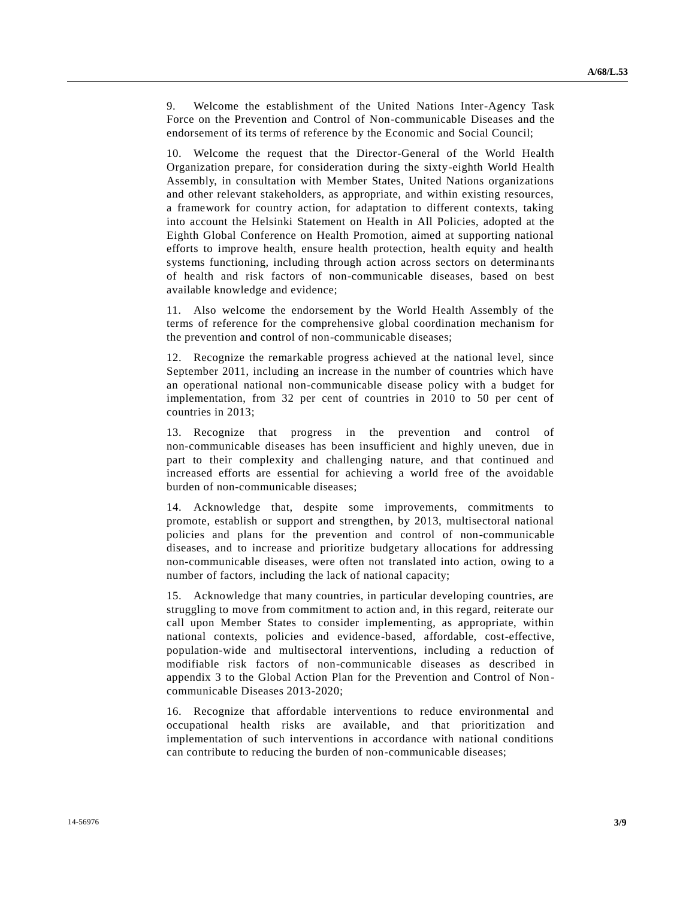9. Welcome the establishment of the United Nations Inter-Agency Task Force on the Prevention and Control of Non-communicable Diseases and the endorsement of its terms of reference by the Economic and Social Council;

10. Welcome the request that the Director-General of the World Health Organization prepare, for consideration during the sixty-eighth World Health Assembly, in consultation with Member States, United Nations organizations and other relevant stakeholders, as appropriate, and within existing resources, a framework for country action, for adaptation to different contexts, taking into account the Helsinki Statement on Health in All Policies, adopted at the Eighth Global Conference on Health Promotion, aimed at supporting national efforts to improve health, ensure health protection, health equity and health systems functioning, including through action across sectors on determinants of health and risk factors of non-communicable diseases, based on best available knowledge and evidence;

11. Also welcome the endorsement by the World Health Assembly of the terms of reference for the comprehensive global coordination mechanism for the prevention and control of non-communicable diseases;

12. Recognize the remarkable progress achieved at the national level, since September 2011, including an increase in the number of countries which have an operational national non-communicable disease policy with a budget for implementation, from 32 per cent of countries in 2010 to 50 per cent of countries in 2013;

13. Recognize that progress in the prevention and control of non-communicable diseases has been insufficient and highly uneven, due in part to their complexity and challenging nature, and that continued and increased efforts are essential for achieving a world free of the avoidable burden of non-communicable diseases;

14. Acknowledge that, despite some improvements, commitments to promote, establish or support and strengthen, by 2013, multisectoral national policies and plans for the prevention and control of non-communicable diseases, and to increase and prioritize budgetary allocations for addressing non-communicable diseases, were often not translated into action, owing to a number of factors, including the lack of national capacity;

15. Acknowledge that many countries, in particular developing countries, are struggling to move from commitment to action and, in this regard, reiterate our call upon Member States to consider implementing, as appropriate, within national contexts, policies and evidence-based, affordable, cost-effective, population-wide and multisectoral interventions, including a reduction of modifiable risk factors of non-communicable diseases as described in appendix 3 to the Global Action Plan for the Prevention and Control of Non-communicable Diseases 2013-2020;

16. Recognize that affordable interventions to reduce environmental and occupational health risks are available, and that prioritization and implementation of such interventions in accordance with national conditions can contribute to reducing the burden of non-communicable diseases;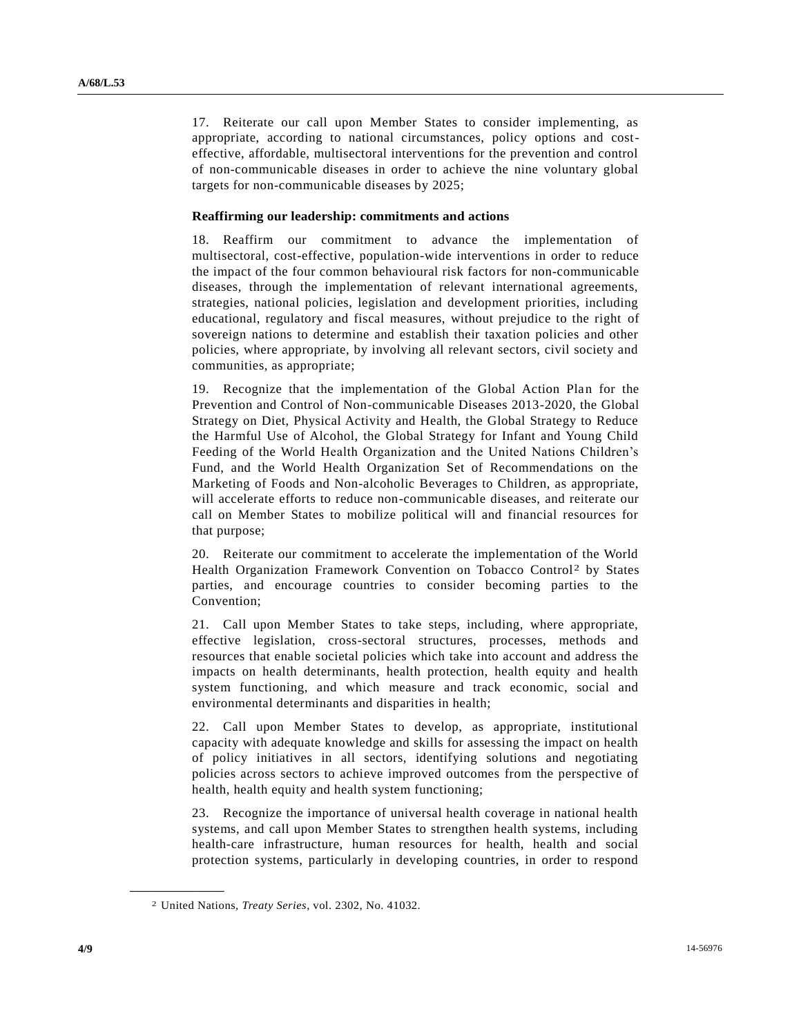17. Reiterate our call upon Member States to consider implementing, as appropriate, according to national circumstances, policy options and cost-effective, affordable, multisectoral interventions for the prevention and control of non-communicable diseases in order to achieve the nine voluntary global targets for non-communicable diseases by 2025;

**Reaffirming our leadership: commitments and actions**

18. Reaffirm our commitment to advance the implementation of multisectoral, cost-effective, population-wide interventions in order to reduce the impact of the four common behavioural risk factors for non-communicable diseases, through the implementation of relevant international agreements, strategies, national policies, legislation and development priorities, including educational, regulatory and fiscal measures, without prejudice to the right of sovereign nations to determine and establish their taxation policies and other policies, where appropriate, by involving all relevant sectors, civil society and communities, as appropriate;

19. Recognize that the implementation of the Global Action Plan for the Prevention and Control of Non-communicable Diseases 2013-2020, the Global Strategy on Diet, Physical Activity and Health, the Global Strategy to Reduce the Harmful Use of Alcohol, the Global Strategy for Infant and Young Child Feeding of the World Health Organization and the United Nations Children's Fund, and the World Health Organization Set of Recommendations on the Marketing of Foods and Non-alcoholic Beverages to Children, as appropriate, will accelerate efforts to reduce non-communicable diseases, and reiterate our call on Member States to mobilize political will and financial resources for that purpose;

20. Reiterate our commitment to accelerate the implementation of the World Health Organization Framework Convention on Tobacco Control[2] by States parties, and encourage countries to consider becoming parties to the Convention;

21. Call upon Member States to take steps, including, where appropriate, effective legislation, cross-sectoral structures, processes, methods and resources that enable societal policies which take into account and address the impacts on health determinants, health protection, health equity and health system functioning, and which measure and track economic, social and environmental determinants and disparities in health;

22. Call upon Member States to develop, as appropriate, institutional capacity with adequate knowledge and skills for assessing the impact on health of policy initiatives in all sectors, identifying solutions and negotiating policies across sectors to achieve improved outcomes from the perspective of health, health equity and health system functioning;

23. Recognize the importance of universal health coverage in national health systems, and call upon Member States to strengthen health systems, including health-care infrastructure, human resources for health, health and social protection systems, particularly in developing countries, in order to respond

---

[2] United Nations, *Treaty Series*, vol. 2302, No. 41032.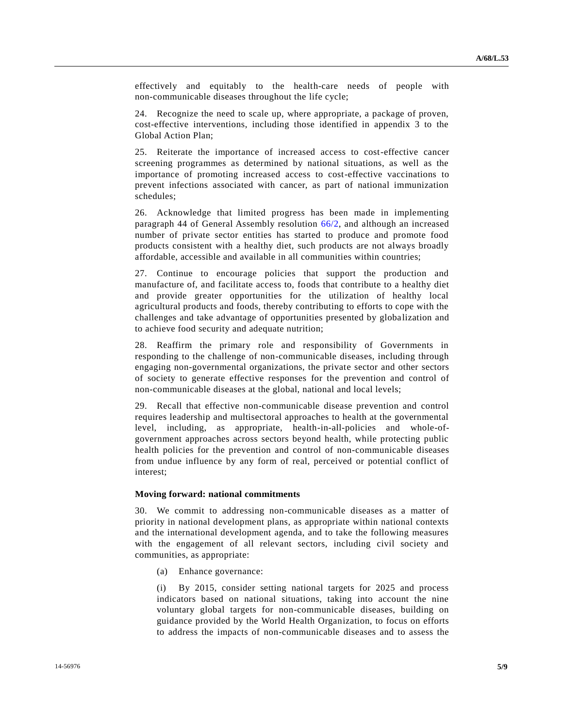effectively and equitably to the health-care needs of people with non-communicable diseases throughout the life cycle;

24. Recognize the need to scale up, where appropriate, a package of proven, cost-effective interventions, including those identified in appendix 3 to the Global Action Plan;

25. Reiterate the importance of increased access to cost-effective cancer screening programmes as determined by national situations, as well as the importance of promoting increased access to cost-effective vaccinations to prevent infections associated with cancer, as part of national immunization schedules;

26. Acknowledge that limited progress has been made in implementing paragraph 44 of General Assembly resolution 66/2, and although an increased number of private sector entities has started to produce and promote food products consistent with a healthy diet, such products are not always broadly affordable, accessible and available in all communities within countries;

27. Continue to encourage policies that support the production and manufacture of, and facilitate access to, foods that contribute to a healthy diet and provide greater opportunities for the utilization of healthy local agricultural products and foods, thereby contributing to efforts to cope with the challenges and take advantage of opportunities presented by globalization and to achieve food security and adequate nutrition;

28. Reaffirm the primary role and responsibility of Governments in responding to the challenge of non-communicable diseases, including through engaging non-governmental organizations, the private sector and other sectors of society to generate effective responses for the prevention and control of non-communicable diseases at the global, national and local levels;

29. Recall that effective non-communicable disease prevention and control requires leadership and multisectoral approaches to health at the governmental level, including, as appropriate, health-in-all-policies and whole-of-government approaches across sectors beyond health, while protecting public health policies for the prevention and control of non-communicable diseases from undue influence by any form of real, perceived or potential conflict of interest;

**Moving forward: national commitments**

30. We commit to addressing non-communicable diseases as a matter of priority in national development plans, as appropriate within national contexts and the international development agenda, and to take the following measures with the engagement of all relevant sectors, including civil society and communities, as appropriate:

(a) Enhance governance:

(i) By 2015, consider setting national targets for 2025 and process indicators based on national situations, taking into account the nine voluntary global targets for non-communicable diseases, building on guidance provided by the World Health Organization, to focus on efforts to address the impacts of non-communicable diseases and to assess the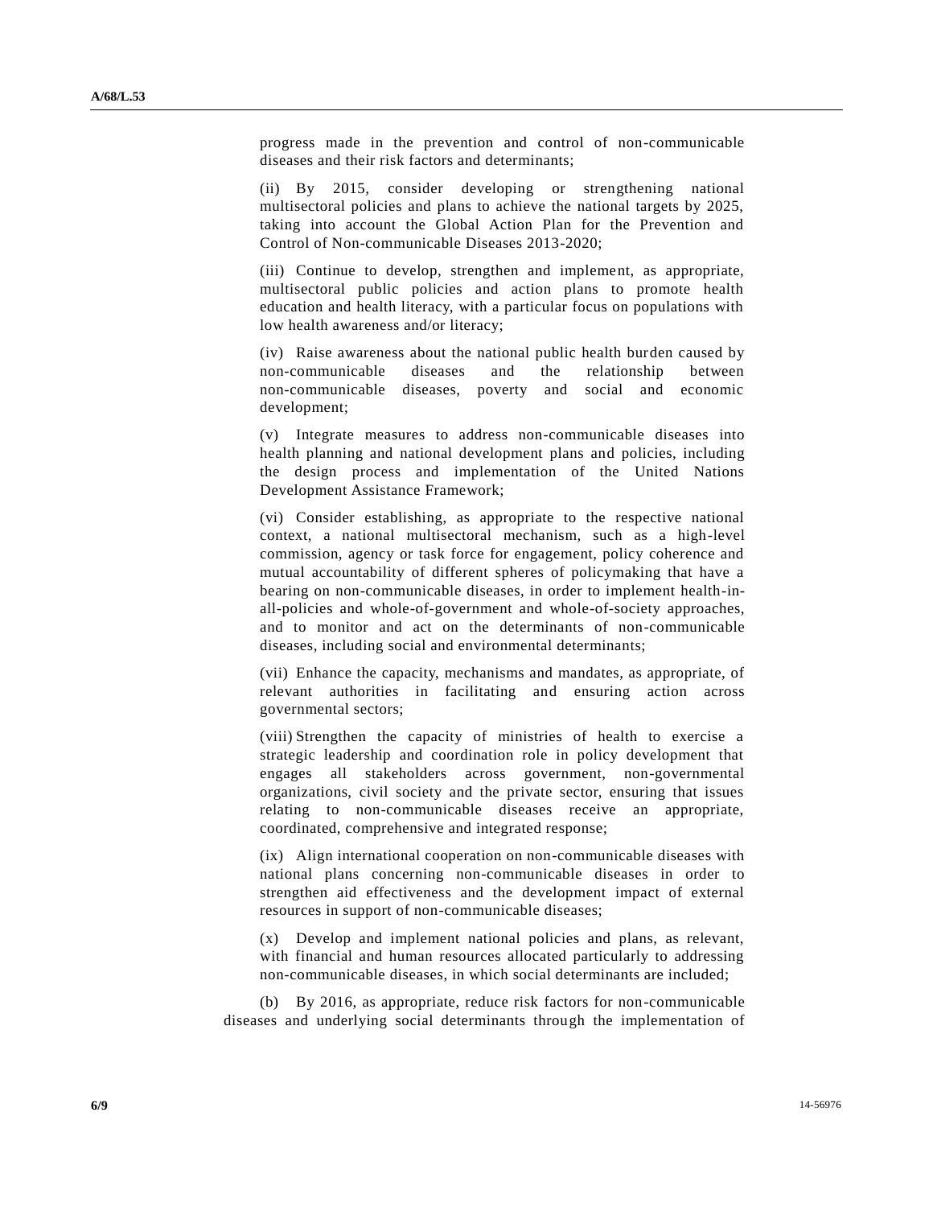progress made in the prevention and control of non-communicable diseases and their risk factors and determinants;

(ii) By 2015, consider developing or strengthening national multisectoral policies and plans to achieve the national targets by 2025, taking into account the Global Action Plan for the Prevention and Control of Non-communicable Diseases 2013-2020;

(iii) Continue to develop, strengthen and implement, as appropriate, multisectoral public policies and action plans to promote health education and health literacy, with a particular focus on populations with low health awareness and/or literacy;

(iv) Raise awareness about the national public health burden caused by non-communicable diseases and the relationship between non-communicable diseases, poverty and social and economic development;

(v) Integrate measures to address non-communicable diseases into health planning and national development plans and policies, including the design process and implementation of the United Nations Development Assistance Framework;

(vi) Consider establishing, as appropriate to the respective national context, a national multisectoral mechanism, such as a high-level commission, agency or task force for engagement, policy coherence and mutual accountability of different spheres of policymaking that have a bearing on non-communicable diseases, in order to implement health-in-all-policies and whole-of-government and whole-of-society approaches, and to monitor and act on the determinants of non-communicable diseases, including social and environmental determinants;

(vii) Enhance the capacity, mechanisms and mandates, as appropriate, of relevant authorities in facilitating and ensuring action across governmental sectors;

(viii) Strengthen the capacity of ministries of health to exercise a strategic leadership and coordination role in policy development that engages all stakeholders across government, non-governmental organizations, civil society and the private sector, ensuring that issues relating to non-communicable diseases receive an appropriate, coordinated, comprehensive and integrated response;

(ix) Align international cooperation on non-communicable diseases with national plans concerning non-communicable diseases in order to strengthen aid effectiveness and the development impact of external resources in support of non-communicable diseases;

(x) Develop and implement national policies and plans, as relevant, with financial and human resources allocated particularly to addressing non-communicable diseases, in which social determinants are included;

(b) By 2016, as appropriate, reduce risk factors for non-communicable diseases and underlying social determinants through the implementation of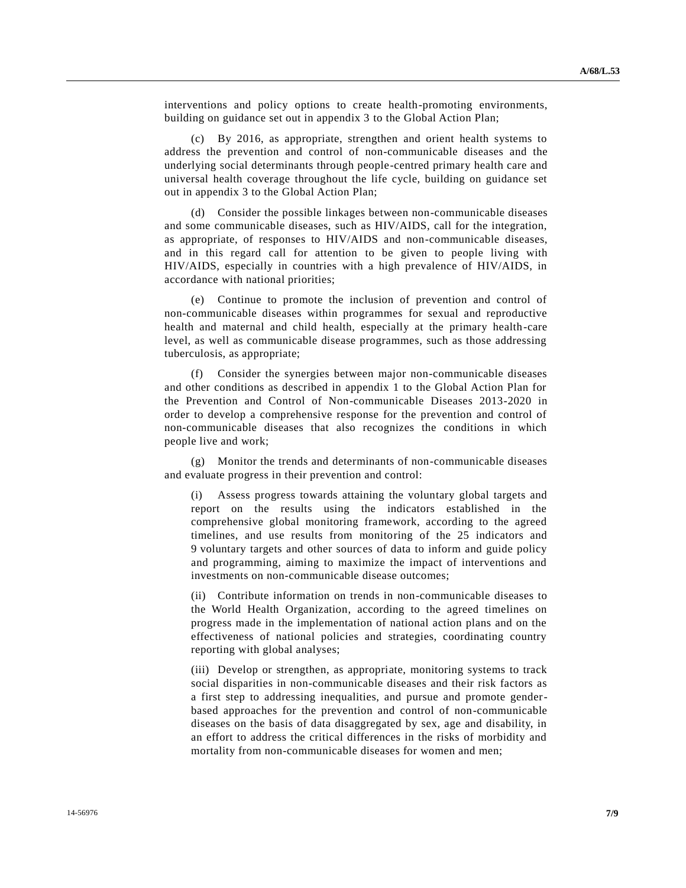interventions and policy options to create health-promoting environments, building on guidance set out in appendix 3 to the Global Action Plan;

(c) By 2016, as appropriate, strengthen and orient health systems to address the prevention and control of non-communicable diseases and the underlying social determinants through people-centred primary health care and universal health coverage throughout the life cycle, building on guidance set out in appendix 3 to the Global Action Plan;

(d) Consider the possible linkages between non-communicable diseases and some communicable diseases, such as HIV/AIDS, call for the integration, as appropriate, of responses to HIV/AIDS and non-communicable diseases, and in this regard call for attention to be given to people living with HIV/AIDS, especially in countries with a high prevalence of HIV/AIDS, in accordance with national priorities;

(e) Continue to promote the inclusion of prevention and control of non-communicable diseases within programmes for sexual and reproductive health and maternal and child health, especially at the primary health-care level, as well as communicable disease programmes, such as those addressing tuberculosis, as appropriate;

(f) Consider the synergies between major non-communicable diseases and other conditions as described in appendix 1 to the Global Action Plan for the Prevention and Control of Non-communicable Diseases 2013-2020 in order to develop a comprehensive response for the prevention and control of non-communicable diseases that also recognizes the conditions in which people live and work;

(g) Monitor the trends and determinants of non-communicable diseases and evaluate progress in their prevention and control:

(i) Assess progress towards attaining the voluntary global targets and report on the results using the indicators established in the comprehensive global monitoring framework, according to the agreed timelines, and use results from monitoring of the 25 indicators and 9 voluntary targets and other sources of data to inform and guide policy and programming, aiming to maximize the impact of interventions and investments on non-communicable disease outcomes;

(ii) Contribute information on trends in non-communicable diseases to the World Health Organization, according to the agreed timelines on progress made in the implementation of national action plans and on the effectiveness of national policies and strategies, coordinating country reporting with global analyses;

(iii) Develop or strengthen, as appropriate, monitoring systems to track social disparities in non-communicable diseases and their risk factors as a first step to addressing inequalities, and pursue and promote gender-based approaches for the prevention and control of non-communicable diseases on the basis of data disaggregated by sex, age and disability, in an effort to address the critical differences in the risks of morbidity and mortality from non-communicable diseases for women and men;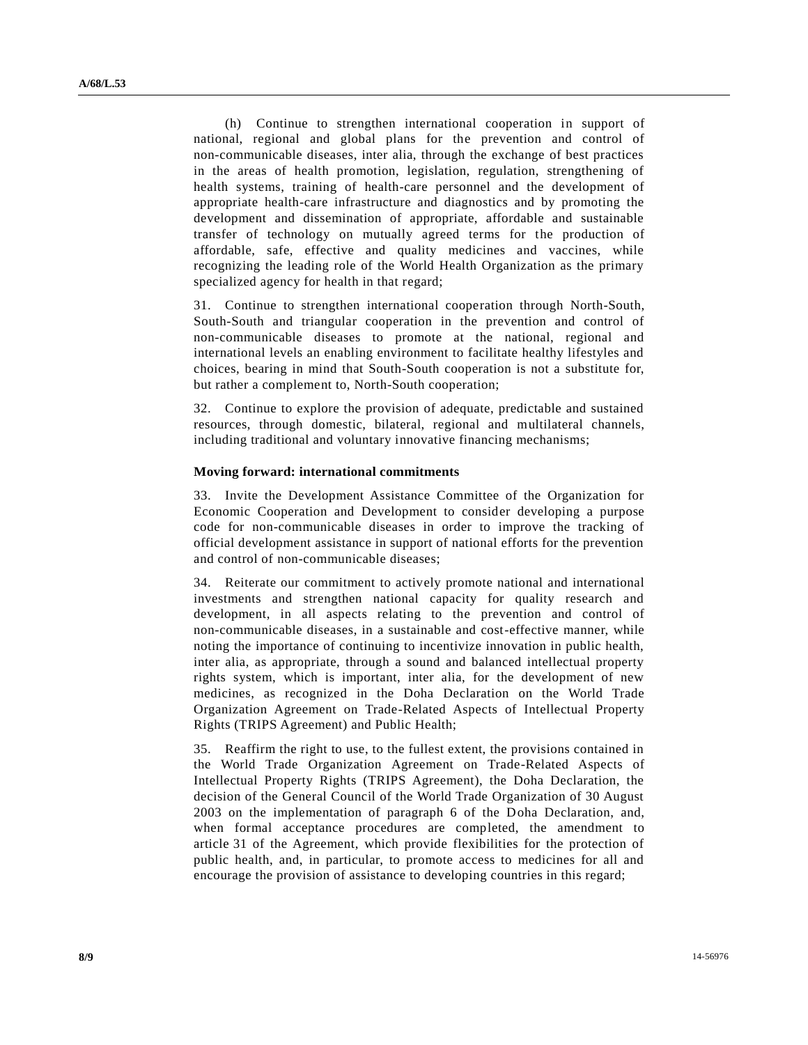(h) Continue to strengthen international cooperation in support of national, regional and global plans for the prevention and control of non-communicable diseases, inter alia, through the exchange of best practices in the areas of health promotion, legislation, regulation, strengthening of health systems, training of health-care personnel and the development of appropriate health-care infrastructure and diagnostics and by promoting the development and dissemination of appropriate, affordable and sustainable transfer of technology on mutually agreed terms for the production of affordable, safe, effective and quality medicines and vaccines, while recognizing the leading role of the World Health Organization as the primary specialized agency for health in that regard;

31. Continue to strengthen international cooperation through North-South, South-South and triangular cooperation in the prevention and control of non-communicable diseases to promote at the national, regional and international levels an enabling environment to facilitate healthy lifestyles and choices, bearing in mind that South-South cooperation is not a substitute for, but rather a complement to, North-South cooperation;

32. Continue to explore the provision of adequate, predictable and sustained resources, through domestic, bilateral, regional and multilateral channels, including traditional and voluntary innovative financing mechanisms;

**Moving forward: international commitments**

33. Invite the Development Assistance Committee of the Organization for Economic Cooperation and Development to consider developing a purpose code for non-communicable diseases in order to improve the tracking of official development assistance in support of national efforts for the prevention and control of non-communicable diseases;

34. Reiterate our commitment to actively promote national and international investments and strengthen national capacity for quality research and development, in all aspects relating to the prevention and control of non-communicable diseases, in a sustainable and cost-effective manner, while noting the importance of continuing to incentivize innovation in public health, inter alia, as appropriate, through a sound and balanced intellectual property rights system, which is important, inter alia, for the development of new medicines, as recognized in the Doha Declaration on the World Trade Organization Agreement on Trade-Related Aspects of Intellectual Property Rights (TRIPS Agreement) and Public Health;

35. Reaffirm the right to use, to the fullest extent, the provisions contained in the World Trade Organization Agreement on Trade-Related Aspects of Intellectual Property Rights (TRIPS Agreement), the Doha Declaration, the decision of the General Council of the World Trade Organization of 30 August 2003 on the implementation of paragraph 6 of the Doha Declaration, and, when formal acceptance procedures are completed, the amendment to article 31 of the Agreement, which provide flexibilities for the protection of public health, and, in particular, to promote access to medicines for all and encourage the provision of assistance to developing countries in this regard;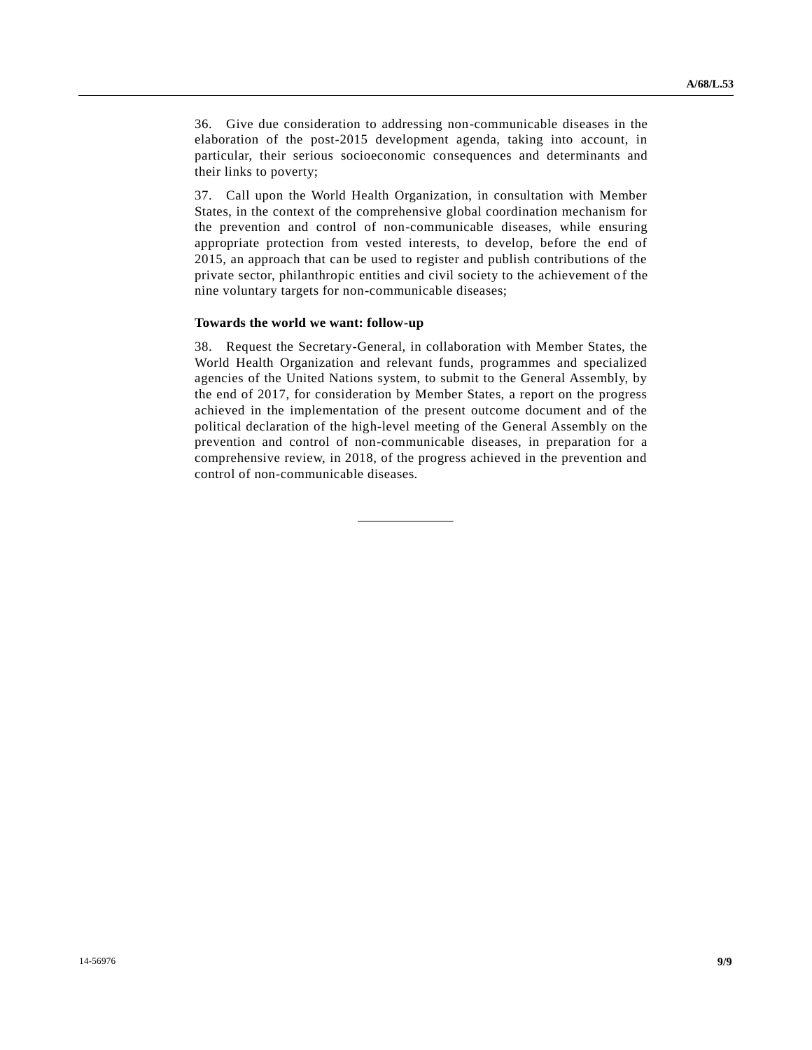36. Give due consideration to addressing non-communicable diseases in the elaboration of the post-2015 development agenda, taking into account, in particular, their serious socioeconomic consequences and determinants and their links to poverty;

37. Call upon the World Health Organization, in consultation with Member States, in the context of the comprehensive global coordination mechanism for the prevention and control of non-communicable diseases, while ensuring appropriate protection from vested interests, to develop, before the end of 2015, an approach that can be used to register and publish contributions of the private sector, philanthropic entities and civil society to the achievement of the nine voluntary targets for non-communicable diseases;

**Towards the world we want: follow-up**

38. Request the Secretary-General, in collaboration with Member States, the World Health Organization and relevant funds, programmes and specialized agencies of the United Nations system, to submit to the General Assembly, by the end of 2017, for consideration by Member States, a report on the progress achieved in the implementation of the present outcome document and of the political declaration of the high-level meeting of the General Assembly on the prevention and control of non-communicable diseases, in preparation for a comprehensive review, in 2018, of the progress achieved in the prevention and control of non-communicable diseases.